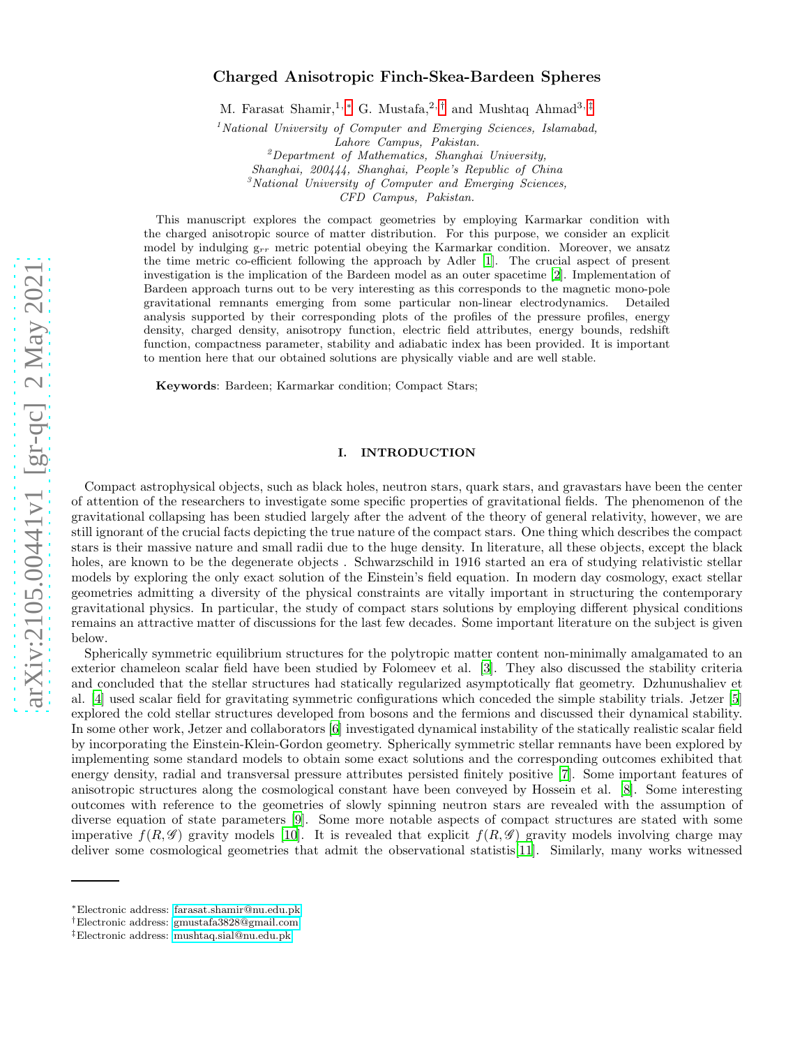# Charged Anisotropic Finch-Skea-Bardeen Spheres

M. Farasat Shamir,[1,*] G. Mustafa,[2,†] and Mushtaq Ahmad[3,‡]

[1] *National University of Computer and Emerging Sciences, Islamabad, Lahore Campus, Pakistan.*

[2] *Department of Mathematics, Shanghai University, Shanghai, 200444, Shanghai, People's Republic of China*

[3] *National University of Computer and Emerging Sciences, CFD Campus, Pakistan.*

This manuscript explores the compact geometries by employing Karmarkar condition with the charged anisotropic source of matter distribution. For this purpose, we consider an explicit model by indulging $g_{rr}$ metric potential obeying the Karmarkar condition. Moreover, we ansatz the time metric co-efficient following the approach by Adler [1]. The crucial aspect of present investigation is the implication of the Bardeen model as an outer spacetime [2]. Implementation of Bardeen approach turns out to be very interesting as this corresponds to the magnetic mono-pole gravitational remnants emerging from some particular non-linear electrodynamics. Detailed analysis supported by their corresponding plots of the profiles of the pressure profiles, energy density, charged density, anisotropy function, electric field attributes, energy bounds, redshift function, compactness parameter, stability and adiabatic index has been provided. It is important to mention here that our obtained solutions are physically viable and are well stable.

**Keywords**: Bardeen; Karmarkar condition; Compact Stars;

## I. INTRODUCTION

Compact astrophysical objects, such as black holes, neutron stars, quark stars, and gravastars have been the center of attention of the researchers to investigate some specific properties of gravitational fields. The phenomenon of the gravitational collapsing has been studied largely after the advent of the theory of general relativity, however, we are still ignorant of the crucial facts depicting the true nature of the compact stars. One thing which describes the compact stars is their massive nature and small radii due to the huge density. In literature, all these objects, except the black holes, are known to be the degenerate objects . Schwarzschild in 1916 started an era of studying relativistic stellar models by exploring the only exact solution of the Einstein's field equation. In modern day cosmology, exact stellar geometries admitting a diversity of the physical constraints are vitally important in structuring the contemporary gravitational physics. In particular, the study of compact stars solutions by employing different physical conditions remains an attractive matter of discussions for the last few decades. Some important literature on the subject is given below.

Spherically symmetric equilibrium structures for the polytropic matter content non-minimally amalgamated to an exterior chameleon scalar field have been studied by Folomeev et al. [3]. They also discussed the stability criteria and concluded that the stellar structures had statically regularized asymptotically flat geometry. Dzhunushaliev et al. [4] used scalar field for gravitating symmetric configurations which conceded the simple stability trials. Jetzer [5] explored the cold stellar structures developed from bosons and the fermions and discussed their dynamical stability. In some other work, Jetzer and collaborators [6] investigated dynamical instability of the statically realistic scalar field by incorporating the Einstein-Klein-Gordon geometry. Spherically symmetric stellar remnants have been explored by implementing some standard models to obtain some exact solutions and the corresponding outcomes exhibited that energy density, radial and transversal pressure attributes persisted finitely positive [7]. Some important features of anisotropic structures along the cosmological constant have been conveyed by Hossein et al. [8]. Some interesting outcomes with reference to the geometries of slowly spinning neutron stars are revealed with the assumption of diverse equation of state parameters [9]. Some more notable aspects of compact structures are stated with some imperative $f(R,\mathscr{G})$ gravity models [10]. It is revealed that explicit $f(R,\mathscr{G})$ gravity models involving charge may deliver some cosmological geometries that admit the observational statistis[11]. Similarly, many works witnessed

*Electronic address: farasat.shamir@nu.edu.pk
†Electronic address: gmustafa3828@gmail.com
‡Electronic address: mushtaq.sial@nu.edu.pk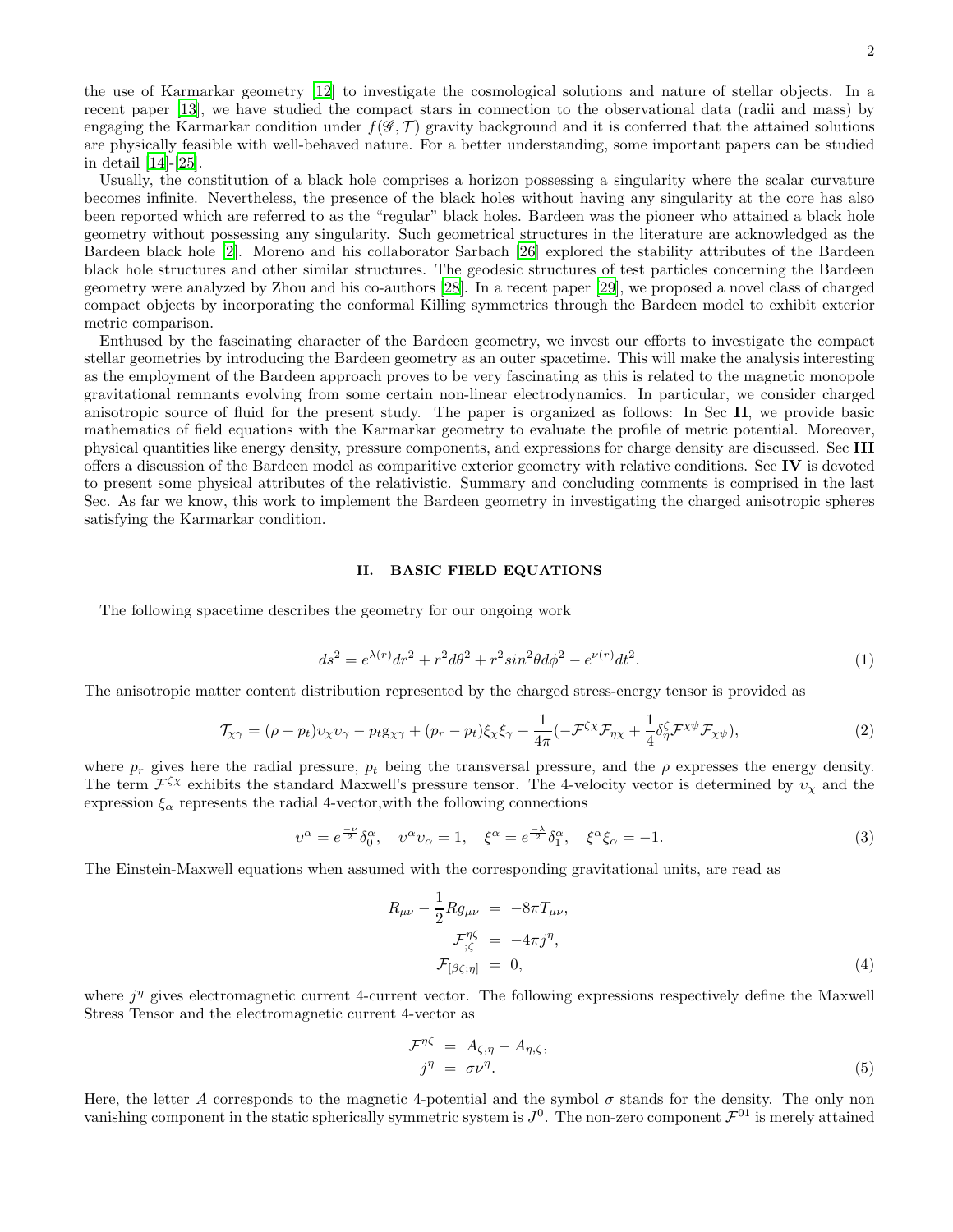the use of Karmarkar geometry [12] to investigate the cosmological solutions and nature of stellar objects. In a recent paper [13], we have studied the compact stars in connection to the observational data (radii and mass) by engaging the Karmarkar condition under $f(\mathscr{G},\mathcal{T})$ gravity background and it is conferred that the attained solutions are physically feasible with well-behaved nature. For a better understanding, some important papers can be studied in detail [14]-[25].

Usually, the constitution of a black hole comprises a horizon possessing a singularity where the scalar curvature becomes infinite. Nevertheless, the presence of the black holes without having any singularity at the core has also been reported which are referred to as the "regular" black holes. Bardeen was the pioneer who attained a black hole geometry without possessing any singularity. Such geometrical structures in the literature are acknowledged as the Bardeen black hole [2]. Moreno and his collaborator Sarbach [26] explored the stability attributes of the Bardeen black hole structures and other similar structures. The geodesic structures of test particles concerning the Bardeen geometry were analyzed by Zhou and his co-authors [28]. In a recent paper [29], we proposed a novel class of charged compact objects by incorporating the conformal Killing symmetries through the Bardeen model to exhibit exterior metric comparison.

Enthused by the fascinating character of the Bardeen geometry, we invest our efforts to investigate the compact stellar geometries by introducing the Bardeen geometry as an outer spacetime. This will make the analysis interesting as the employment of the Bardeen approach proves to be very fascinating as this is related to the magnetic monopole gravitational remnants evolving from some certain non-linear electrodynamics. In particular, we consider charged anisotropic source of fluid for the present study. The paper is organized as follows: In Sec **II**, we provide basic mathematics of field equations with the Karmarkar geometry to evaluate the profile of metric potential. Moreover, physical quantities like energy density, pressure components, and expressions for charge density are discussed. Sec **III** offers a discussion of the Bardeen model as comparitive exterior geometry with relative conditions. Sec **IV** is devoted to present some physical attributes of the relativistic. Summary and concluding comments is comprised in the last Sec. As far we know, this work to implement the Bardeen geometry in investigating the charged anisotropic spheres satisfying the Karmarkar condition.

## II. BASIC FIELD EQUATIONS

The following spacetime describes the geometry for our ongoing work

$$ds^2 = e^{\lambda(r)}dr^2 + r^2 d\theta^2 + r^2 sin^2\theta d\phi^2 - e^{\nu(r)}dt^2. \tag{1}$$

The anisotropic matter content distribution represented by the charged stress-energy tensor is provided as

$$\mathcal{T}_{\chi\gamma} = (\rho + p_t)\upsilon_\chi\upsilon_\gamma - p_t \mathrm{g}_{\chi\gamma} + (p_r - p_t)\xi_\chi\xi_\gamma + \frac{1}{4\pi}(-\mathcal{F}^{\zeta\chi}\mathcal{F}_{\eta\chi} + \frac{1}{4}\delta^\zeta_\eta \mathcal{F}^{\chi\psi}\mathcal{F}_{\chi\psi}), \tag{2}$$

where $p_r$ gives here the radial pressure, $p_t$ being the transversal pressure, and the $\rho$ expresses the energy density. The term $\mathcal{F}^{\zeta\chi}$ exhibits the standard Maxwell's pressure tensor. The 4-velocity vector is determined by $\upsilon_\chi$ and the expression $\xi_\alpha$ represents the radial 4-vector,with the following connections

$$\upsilon^\alpha = e^{\frac{-\nu}{2}}\delta^\alpha_0, \quad \upsilon^\alpha\upsilon_\alpha = 1, \quad \xi^\alpha = e^{\frac{-\lambda}{2}}\delta^\alpha_1, \quad \xi^\alpha\xi_\alpha = -1. \tag{3}$$

The Einstein-Maxwell equations when assumed with the corresponding gravitational units, are read as

$$\begin{aligned} R_{\mu\nu} - \frac{1}{2}R g_{\mu\nu} &= -8\pi T_{\mu\nu}, \\ \mathcal{F}^{\eta\zeta}_{;\zeta} &= -4\pi j^\eta, \\ \mathcal{F}_{[\beta\zeta;\eta]} &= 0, \end{aligned} \tag{4}$$

where $j^\eta$ gives electromagnetic current 4-current vector. The following expressions respectively define the Maxwell Stress Tensor and the electromagnetic current 4-vector as

$$\begin{aligned} \mathcal{F}^{\eta\zeta} &= A_{\zeta,\eta} - A_{\eta,\zeta}, \\ j^\eta &= \sigma\nu^\eta. \end{aligned} \tag{5}$$

Here, the letter $A$ corresponds to the magnetic 4-potential and the symbol $\sigma$ stands for the density. The only non vanishing component in the static spherically symmetric system is $J^0$. The non-zero component $\mathcal{F}^{01}$ is merely attained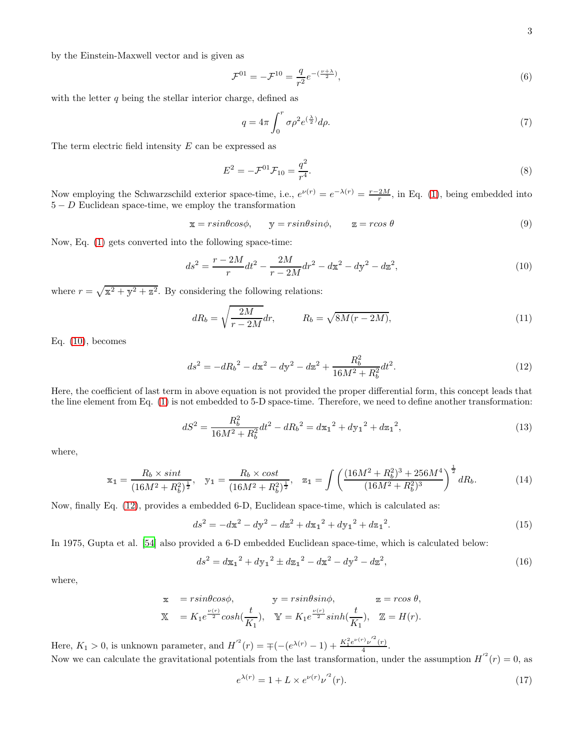by the Einstein-Maxwell vector and is given as

$$\mathcal{F}^{01} = -\mathcal{F}^{10} = \frac{q}{r^2} e^{-\left(\frac{\nu+\lambda}{2}\right)}, \tag{6}$$

with the letter $q$ being the stellar interior charge, defined as

$$q = 4\pi \int_0^r \sigma \rho^2 e^{\left(\frac{\lambda}{2}\right)} d\rho. \tag{7}$$

The term electric field intensity $E$ can be expressed as

$$E^2 = -\mathcal{F}^{01}\mathcal{F}_{10} = \frac{q^2}{r^4}. \tag{8}$$

Now employing the Schwarzschild exterior space-time, i.e., $e^{\nu(r)} = e^{-\lambda(r)} = \frac{r-2M}{r}$, in Eq. (1), being embedded into $5-D$ Euclidean space-time, we employ the transformation

$$\mathbb{x} = r sin\theta cos\phi, \qquad \mathbb{y} = r sin\theta sin\phi, \qquad \mathbb{z} = r cos\ \theta \tag{9}$$

Now, Eq. (1) gets converted into the following space-time:

$$ds^2 = \frac{r-2M}{r}dt^2 - \frac{2M}{r-2M}dr^2 - d\mathbb{x}^2 - d\mathbb{y}^2 - d\mathbb{z}^2, \tag{10}$$

where $r = \sqrt{\mathbb{x}^2 + \mathbb{y}^2 + \mathbb{z}^2}$. By considering the following relations:

$$dR_b = \sqrt{\frac{2M}{r-2M}}dr, \qquad R_b = \sqrt{8M(r-2M)}, \tag{11}$$

Eq. (10), becomes

$$ds^2 = -dR_b{}^2 - d\mathbb{x}^2 - d\mathbb{y}^2 - d\mathbb{z}^2 + \frac{R_b^2}{16M^2 + R_b^2}dt^2. \tag{12}$$

Here, the coefficient of last term in above equation is not provided the proper differential form, this concept leads that the line element from Eq. (1) is not embedded to 5-D space-time. Therefore, we need to define another transformation:

$$dS^2 = \frac{R_b^2}{16M^2 + R_b^2}dt^2 - dR_b{}^2 = d\mathbb{x}_1{}^2 + d\mathbb{y}_1{}^2 + d\mathbb{z}_1{}^2, \tag{13}$$

where,

$$\mathbb{x}_1 = \frac{R_b \times sint}{(16M^2 + R_b^2)^{\frac{1}{2}}}, \quad \mathbb{y}_1 = \frac{R_b \times cost}{(16M^2 + R_b^2)^{\frac{1}{2}}}, \quad \mathbb{z}_1 = \int \left(\frac{(16M^2 + R_b^2)^3 + 256M^4}{(16M^2 + R_b^2)^3}\right)^{\frac{1}{2}} dR_b. \tag{14}$$

Now, finally Eq. (12), provides a embedded 6-D, Euclidean space-time, which is calculated as:

$$ds^2 = -d\mathbb{x}^2 - d\mathbb{y}^2 - d\mathbb{z}^2 + d\mathbb{x}_1{}^2 + d\mathbb{y}_1{}^2 + d\mathbb{z}_1{}^2. \tag{15}$$

In 1975, Gupta et al. [54] also provided a 6-D embedded Euclidean space-time, which is calculated below:

$$ds^2 = d\mathbb{x}_1{}^2 + d\mathbb{y}_1{}^2 \pm d\mathbb{z}_1{}^2 - d\mathbb{x}^2 - d\mathbb{y}^2 - d\mathbb{z}^2, \tag{16}$$

where,

$$\begin{aligned}
\mathbb{x} &= r sin\theta cos\phi, \qquad \mathbb{y} = r sin\theta sin\phi, \qquad \mathbb{z} = r cos\ \theta, \\
\mathbb{X} &= K_1 e^{\frac{\nu(r)}{2}} cosh\left(\frac{t}{K_1}\right), \quad \mathbb{Y} = K_1 e^{\frac{\nu(r)}{2}} sinh\left(\frac{t}{K_1}\right), \quad \mathbb{Z} = H(r).
\end{aligned}$$

Here, $K_1 > 0$, is unknown parameter, and $H^{'2}(r) = \mp(-(e^{\lambda(r)} - 1) + \frac{K_1^2 e^{\nu(r)} \nu^{'2}(r)}{4}$.
Now we can calculate the gravitational potentials from the last transformation, under the assumption $H^{'2}(r) = 0$, as

$$e^{\lambda(r)} = 1 + L \times e^{\nu(r)} \nu^{'2}(r). \tag{17}$$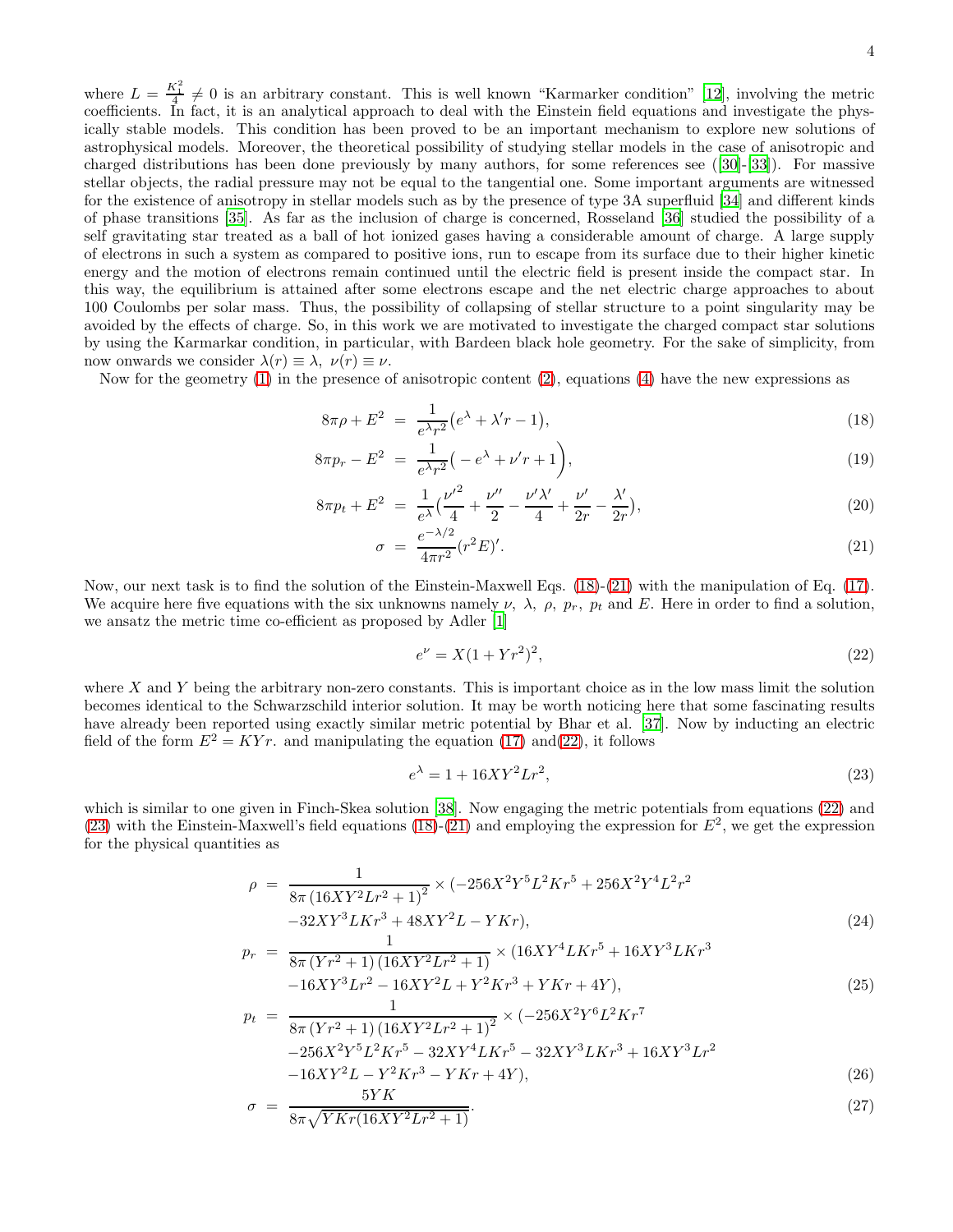where $L = \frac{K_1^2}{4} \neq 0$ is an arbitrary constant. This is well known "Karmarker condition" [12], involving the metric coefficients. In fact, it is an analytical approach to deal with the Einstein field equations and investigate the physically stable models. This condition has been proved to be an important mechanism to explore new solutions of astrophysical models. Moreover, the theoretical possibility of studying stellar models in the case of anisotropic and charged distributions has been done previously by many authors, for some references see ([30]-[33]). For massive stellar objects, the radial pressure may not be equal to the tangential one. Some important arguments are witnessed for the existence of anisotropy in stellar models such as by the presence of type 3A superfluid [34] and different kinds of phase transitions [35]. As far as the inclusion of charge is concerned, Rosseland [36] studied the possibility of a self gravitating star treated as a ball of hot ionized gases having a considerable amount of charge. A large supply of electrons in such a system as compared to positive ions, run to escape from its surface due to their higher kinetic energy and the motion of electrons remain continued until the electric field is present inside the compact star. In this way, the equilibrium is attained after some electrons escape and the net electric charge approaches to about 100 Coulombs per solar mass. Thus, the possibility of collapsing of stellar structure to a point singularity may be avoided by the effects of charge. So, in this work we are motivated to investigate the charged compact star solutions by using the Karmarkar condition, in particular, with Bardeen black hole geometry. For the sake of simplicity, from now onwards we consider $\lambda(r) \equiv \lambda,\ \nu(r) \equiv \nu$.

Now for the geometry (1) in the presence of anisotropic content (2), equations (4) have the new expressions as

$$8\pi\rho + E^2 = \frac{1}{e^{\lambda}r^2}\big(e^{\lambda} + \lambda' r - 1\big), \tag{18}$$

$$8\pi p_r - E^2 = \frac{1}{e^{\lambda}r^2}\Big(-e^{\lambda} + \nu' r + 1\Big), \tag{19}$$

$$8\pi p_t + E^2 = \frac{1}{e^{\lambda}}\Big(\frac{\nu'^2}{4} + \frac{\nu''}{2} - \frac{\nu'\lambda'}{4} + \frac{\nu'}{2r} - \frac{\lambda'}{2r}\Big), \tag{20}$$

$$\sigma = \frac{e^{-\lambda/2}}{4\pi r^2}(r^2 E)'. \tag{21}$$

Now, our next task is to find the solution of the Einstein-Maxwell Eqs. (18)-(21) with the manipulation of Eq. (17). We acquire here five equations with the six unknowns namely $\nu,\ \lambda,\ \rho,\ p_r,\ p_t$ and $E$. Here in order to find a solution, we ansatz the metric time co-efficient as proposed by Adler [1]

$$e^{\nu} = X(1 + Yr^2)^2, \tag{22}$$

where $X$ and $Y$ being the arbitrary non-zero constants. This is important choice as in the low mass limit the solution becomes identical to the Schwarzschild interior solution. It may be worth noticing here that some fascinating results have already been reported using exactly similar metric potential by Bhar et al. [37]. Now by inducting an electric field of the form $E^2 = KYr$. and manipulating the equation (17) and(22), it follows

$$e^{\lambda} = 1 + 16XY^2Lr^2, \tag{23}$$

which is similar to one given in Finch-Skea solution [38]. Now engaging the metric potentials from equations (22) and (23) with the Einstein-Maxwell's field equations (18)-(21) and employing the expression for $E^2$, we get the expression for the physical quantities as

$$\rho = \frac{1}{8\pi\left(16XY^2Lr^2+1\right)^2} \times (-256X^2Y^5L^2Kr^5 + 256X^2Y^4L^2r^2 - 32XY^3LKr^3 + 48XY^2L - YKr), \tag{24}$$

$$p_r = \frac{1}{8\pi\left(Yr^2+1\right)\left(16XY^2Lr^2+1\right)} \times (16XY^4LKr^5 + 16XY^3LKr^3 - 16XY^3Lr^2 - 16XY^2L + Y^2Kr^3 + YKr + 4Y), \tag{25}$$

$$p_t = \frac{1}{8\pi\left(Yr^2+1\right)\left(16XY^2Lr^2+1\right)^2} \times (-256X^2Y^6L^2Kr^7 - 256X^2Y^5L^2Kr^5 - 32XY^4LKr^5 - 32XY^3LKr^3 + 16XY^3Lr^2 - 16XY^2L - Y^2Kr^3 - YKr + 4Y), \tag{26}$$

$$\sigma = \frac{5YK}{8\pi\sqrt{YKr(16XY^2Lr^2+1)}}. \tag{27}$$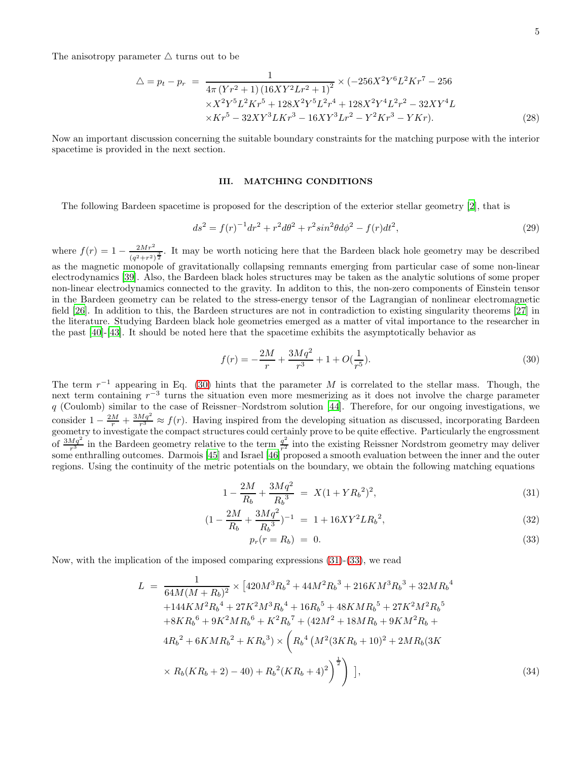The anisotropy parameter $\triangle$ turns out to be

$$
\begin{aligned}
\triangle = p_t - p_r \; = \; & \frac{1}{4\pi\left(Yr^2+1\right)\left(16XY^2Lr^2+1\right)^2} \times (-256X^2Y^6L^2Kr^7 - 256 \\
& \times X^2Y^5L^2Kr^5 + 128X^2Y^5L^2r^4 + 128X^2Y^4L^2r^2 - 32XY^4L \\
& \times Kr^5 - 32XY^3LKr^3 - 16XY^3Lr^2 - Y^2Kr^3 - YKr).
\end{aligned}
\tag{28}
$$

Now an important discussion concerning the suitable boundary constraints for the matching purpose with the interior spacetime is provided in the next section.

## III. MATCHING CONDITIONS

The following Bardeen spacetime is proposed for the description of the exterior stellar geometry [2], that is

$$
ds^2 = f(r)^{-1}dr^2 + r^2d\theta^2 + r^2sin^2\theta d\phi^2 - f(r)dt^2,
\tag{29}
$$

where $f(r) = 1 - \frac{2Mr^2}{(q^2+r^2)^{\frac{3}{2}}}$. It may be worth noticing here that the Bardeen black hole geometry may be described as the magnetic monopole of gravitationally collapsing remnants emerging from particular case of some non-linear electrodynamics [39]. Also, the Bardeen black holes structures may be taken as the analytic solutions of some proper non-linear electrodynamics connected to the gravity. In additon to this, the non-zero components of Einstein tensor in the Bardeen geometry can be related to the stress-energy tensor of the Lagrangian of nonlinear electromagnetic field [26]. In addition to this, the Bardeen structures are not in contradiction to existing singularity theorems [27] in the literature. Studying Bardeen black hole geometries emerged as a matter of vital importance to the researcher in the past [40]-[43]. It should be noted here that the spacetime exhibits the asymptotically behavior as

$$
f(r) = -\frac{2M}{r} + \frac{3Mq^2}{r^3} + 1 + O(\frac{1}{r^5}).
\tag{30}
$$

The term $r^{-1}$ appearing in Eq. (30) hints that the parameter $M$ is correlated to the stellar mass. Though, the next term containing $r^{-3}$ turns the situation even more mesmerizing as it does not involve the charge parameter $q$ (Coulomb) similar to the case of Reissner–Nordstrom solution [44]. Therefore, for our ongoing investigations, we consider $1 - \frac{2M}{r} + \frac{3Mq^2}{r^3} \approx f(r)$. Having inspired from the developing situation as discussed, incorporating Bardeen geometry to investigate the compact structures could certainly prove to be quite effective. Particularly the engrossment of $\frac{3Mq^2}{r^3}$ in the Bardeen geometry relative to the term $\frac{q^2}{r^2}$ into the existing Reissner Nordstrom geometry may deliver some enthralling outcomes. Darmois [45] and Israel [46] proposed a smooth evaluation between the inner and the outer regions. Using the continuity of the metric potentials on the boundary, we obtain the following matching equations

$$
1 - \frac{2M}{R_b} + \frac{3Mq^2}{{R_b}^3} \; = \; X(1+Y{R_b}^2)^2,
\tag{31}
$$

$$
(1 - \frac{2M}{R_b} + \frac{3Mq^2}{{R_b}^3})^{-1} \; = \; 1 + 16XY^2L{R_b}^2,
\tag{32}
$$

$$
p_r(r = R_b) \; = \; 0.
\tag{33}
$$

Now, with the implication of the imposed comparing expressions (31)-(33), we read

$$
\begin{aligned}
L \; = \; & \frac{1}{64M(M+R_b)^2} \times \big[420M^3{R_b}^2 + 44M^2{R_b}^3 + 216KM^3{R_b}^3 + 32M{R_b}^4 \\
& + 144KM^2{R_b}^4 + 27K^2M^3{R_b}^4 + 16{R_b}^5 + 48KM{R_b}^5 + 27K^2M^2{R_b}^5 \\
& + 8K{R_b}^6 + 9K^2M{R_b}^6 + K^2{R_b}^7 + (42M^2 + 18MR_b + 9KM^2R_b + \\
& 4{R_b}^2 + 6KM{R_b}^2 + K{R_b}^3) \times \left( {R_b}^4\left(M^2(3KR_b+10)^2 + 2MR_b(3K \right.\right. \\
& \left.\left. \times R_b(KR_b+2) - 40) + {R_b}^2(KR_b+4)^2\right)^{\frac{1}{2}} \right) \big],
\end{aligned}
\tag{34}
$$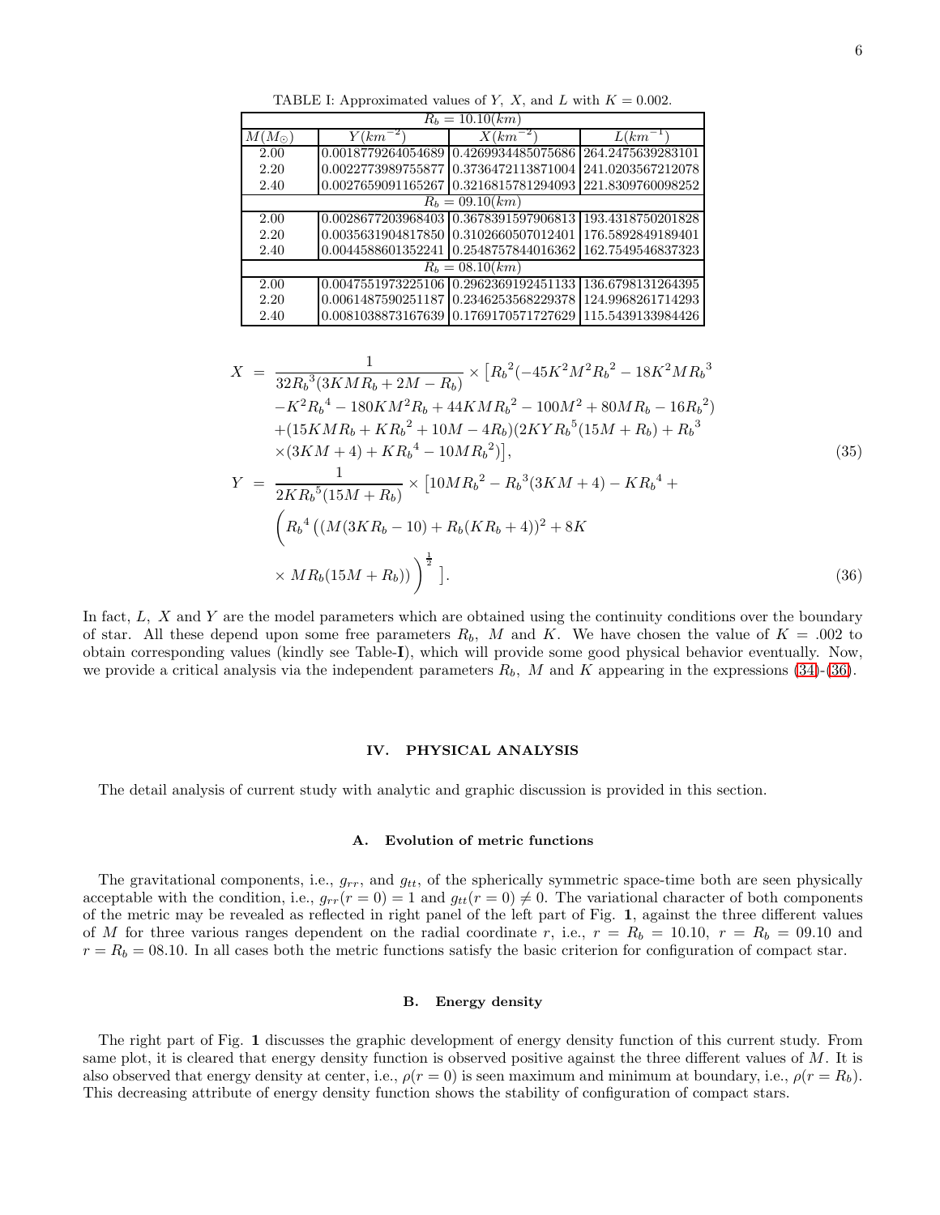TABLE I: Approximated values of $Y$, $X$, and $L$ with $K = 0.002$.

| $M(M_\odot)$ | $Y(km^{-2})$ | $X(km^{-2})$ | $L(km^{-1})$ |
|---|---|---|---|
| $R_b = 10.10(km)$ | | | |
| 2.00 | 0.0018779264054689 | 0.4269934485075686 | 264.2475639283101 |
| 2.20 | 0.0022773989755877 | 0.3736472113871004 | 241.0203567212078 |
| 2.40 | 0.0027659091165267 | 0.3216815781294093 | 221.8309760098252 |
| $R_b = 09.10(km)$ | | | |
| 2.00 | 0.0028677203968403 | 0.3678391597906813 | 193.4318750201828 |
| 2.20 | 0.0035631904817850 | 0.3102660507012401 | 176.5892849189401 |
| 2.40 | 0.0044588601352241 | 0.2548757844016362 | 162.7549546837323 |
| $R_b = 08.10(km)$ | | | |
| 2.00 | 0.0047551973225106 | 0.2962369192451133 | 136.6798131264395 |
| 2.20 | 0.0061487590251187 | 0.2346253568229378 | 124.9968261714293 |
| 2.40 | 0.0081038873167639 | 0.1769170571727629 | 115.5439133984426 |

$$
\begin{aligned}
X &= \frac{1}{32{R_b}^3(3KMR_b + 2M - R_b)} \times \left[{R_b}^2(-45K^2M^2{R_b}^2 - 18K^2M{R_b}^3 \right.\\
&\quad -K^2{R_b}^4 - 180KM^2R_b + 44KM{R_b}^2 - 100M^2 + 80MR_b - 16{R_b}^2)\\
&\quad +(15KMR_b + K{R_b}^2 + 10M - 4R_b)(2KY{R_b}^5(15M + R_b) + {R_b}^3\\
&\quad \left.\times(3KM + 4) + K{R_b}^4 - 10M{R_b}^2)\right], \qquad (35)\\
Y &= \frac{1}{2K{R_b}^5(15M + R_b)} \times \left[10M{R_b}^2 - {R_b}^3(3KM + 4) - K{R_b}^4 + \right.\\
&\quad \left({R_b}^4\left((M(3KR_b - 10) + R_b(KR_b + 4))^2 + 8K \right.\right.\\
&\quad \left.\left.\left. \times MR_b(15M + R_b)\right)\right)^{\frac{1}{2}}\right]. \qquad (36)
\end{aligned}
$$

In fact, $L$, $X$ and $Y$ are the model parameters which are obtained using the continuity conditions over the boundary of star. All these depend upon some free parameters $R_b$, $M$ and $K$. We have chosen the value of $K = .002$ to obtain corresponding values (kindly see Table-**I**), which will provide some good physical behavior eventually. Now, we provide a critical analysis via the independent parameters $R_b$, $M$ and $K$ appearing in the expressions (34)-(36).

## IV. PHYSICAL ANALYSIS

The detail analysis of current study with analytic and graphic discussion is provided in this section.

### A. Evolution of metric functions

The gravitational components, i.e., $g_{rr}$, and $g_{tt}$, of the spherically symmetric space-time both are seen physically acceptable with the condition, i.e., $g_{rr}(r = 0) = 1$ and $g_{tt}(r = 0) \neq 0$. The variational character of both components of the metric may be revealed as reflected in right panel of the left part of Fig. **1**, against the three different values of $M$ for three various ranges dependent on the radial coordinate $r$, i.e., $r = R_b = 10.10$, $r = R_b = 09.10$ and $r = R_b = 08.10$. In all cases both the metric functions satisfy the basic criterion for configuration of compact star.

### B. Energy density

The right part of Fig. **1** discusses the graphic development of energy density function of this current study. From same plot, it is cleared that energy density function is observed positive against the three different values of $M$. It is also observed that energy density at center, i.e., $\rho(r = 0)$ is seen maximum and minimum at boundary, i.e., $\rho(r = R_b)$. This decreasing attribute of energy density function shows the stability of configuration of compact stars.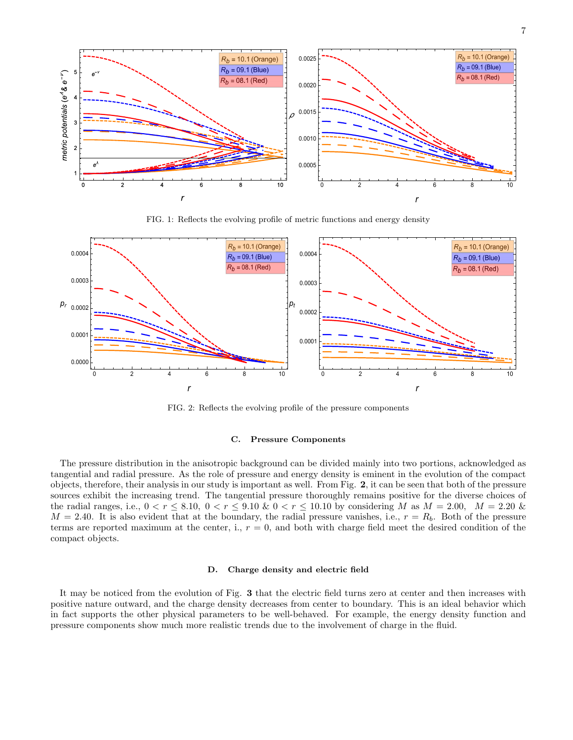FIG. 1: Reflects the evolving profile of metric functions and energy density

FIG. 2: Reflects the evolving profile of the pressure components

### C. Pressure Components

The pressure distribution in the anisotropic background can be divided mainly into two portions, acknowledged as tangential and radial pressure. As the role of pressure and energy density is eminent in the evolution of the compact objects, therefore, their analysis in our study is important as well. From Fig. **2**, it can be seen that both of the pressure sources exhibit the increasing trend. The tangential pressure thoroughly remains positive for the diverse choices of the radial ranges, i.e., $0 < r \leq 8.10$, $0 < r \leq 9.10$ & $0 < r \leq 10.10$ by considering $M$ as $M = 2.00$, $M = 2.20$ & $M = 2.40$. It is also evident that at the boundary, the radial pressure vanishes, i.e., $r = R_b$. Both of the pressure terms are reported maximum at the center, i.e., $r = 0$, and both with charge field meet the desired condition of the compact objects.

### D. Charge density and electric field

It may be noticed from the evolution of Fig. **3** that the electric field turns zero at center and then increases with positive nature outward, and the charge density decreases from center to boundary. This is an ideal behavior which in fact supports the other physical parameters to be well-behaved. For example, the energy density function and pressure components show much more realistic trends due to the involvement of charge in the fluid.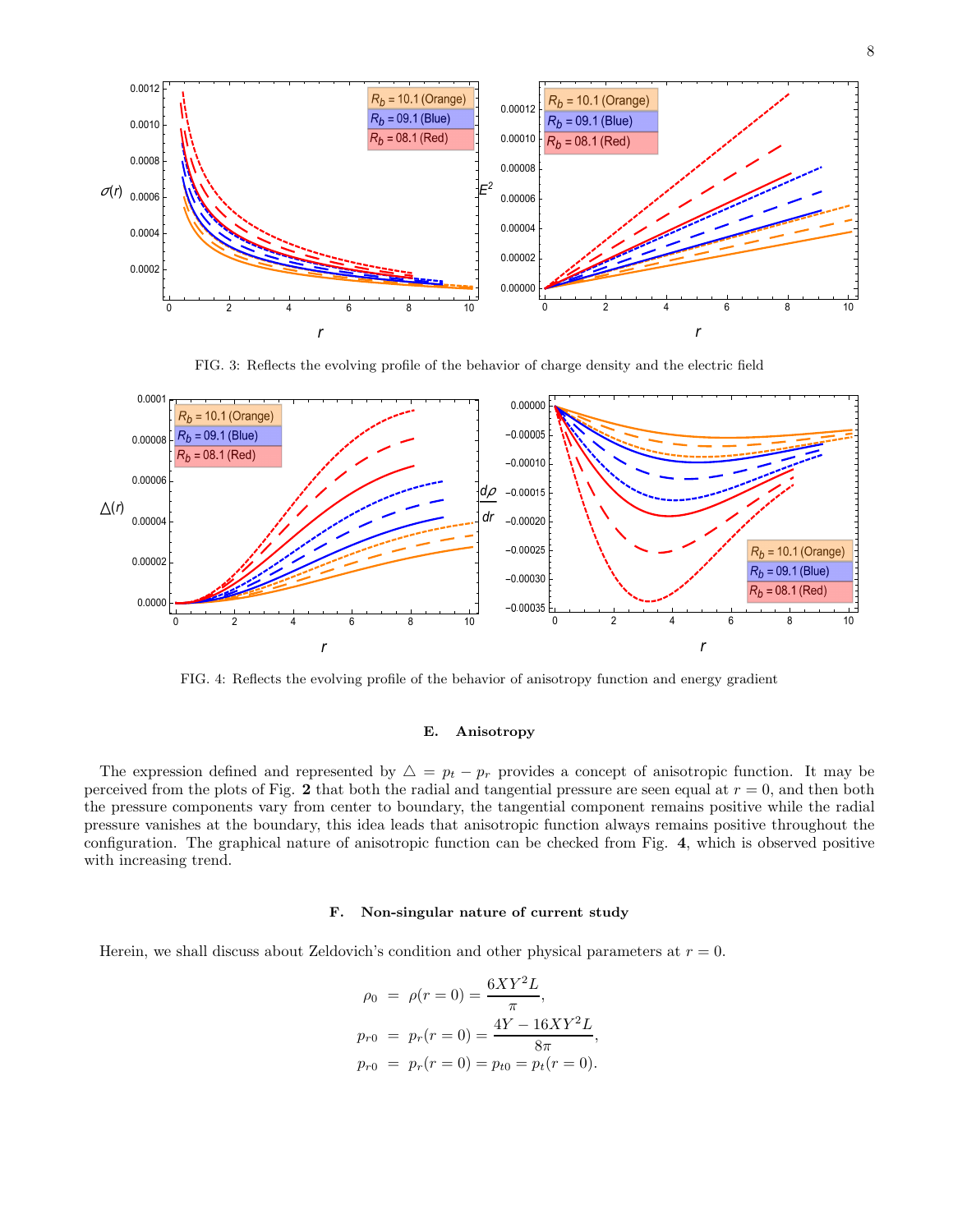FIG. 3: Reflects the evolving profile of the behavior of charge density and the electric field

FIG. 4: Reflects the evolving profile of the behavior of anisotropy function and energy gradient

### E. Anisotropy

The expression defined and represented by $\triangle = p_t - p_r$ provides a concept of anisotropic function. It may be perceived from the plots of Fig. **2** that both the radial and tangential pressure are seen equal at $r = 0$, and then both the pressure components vary from center to boundary, the tangential component remains positive while the radial pressure vanishes at the boundary, this idea leads that anisotropic function always remains positive throughout the configuration. The graphical nature of anisotropic function can be checked from Fig. **4**, which is observed positive with increasing trend.

### F. Non-singular nature of current study

Herein, we shall discuss about Zeldovich's condition and other physical parameters at $r = 0$.

$$\rho_0 = \rho(r=0) = \frac{6XY^2L}{\pi},$$

$$p_{r0} = p_r(r=0) = \frac{4Y - 16XY^2L}{8\pi},$$

$$p_{r0} = p_r(r=0) = p_{t0} = p_t(r=0).$$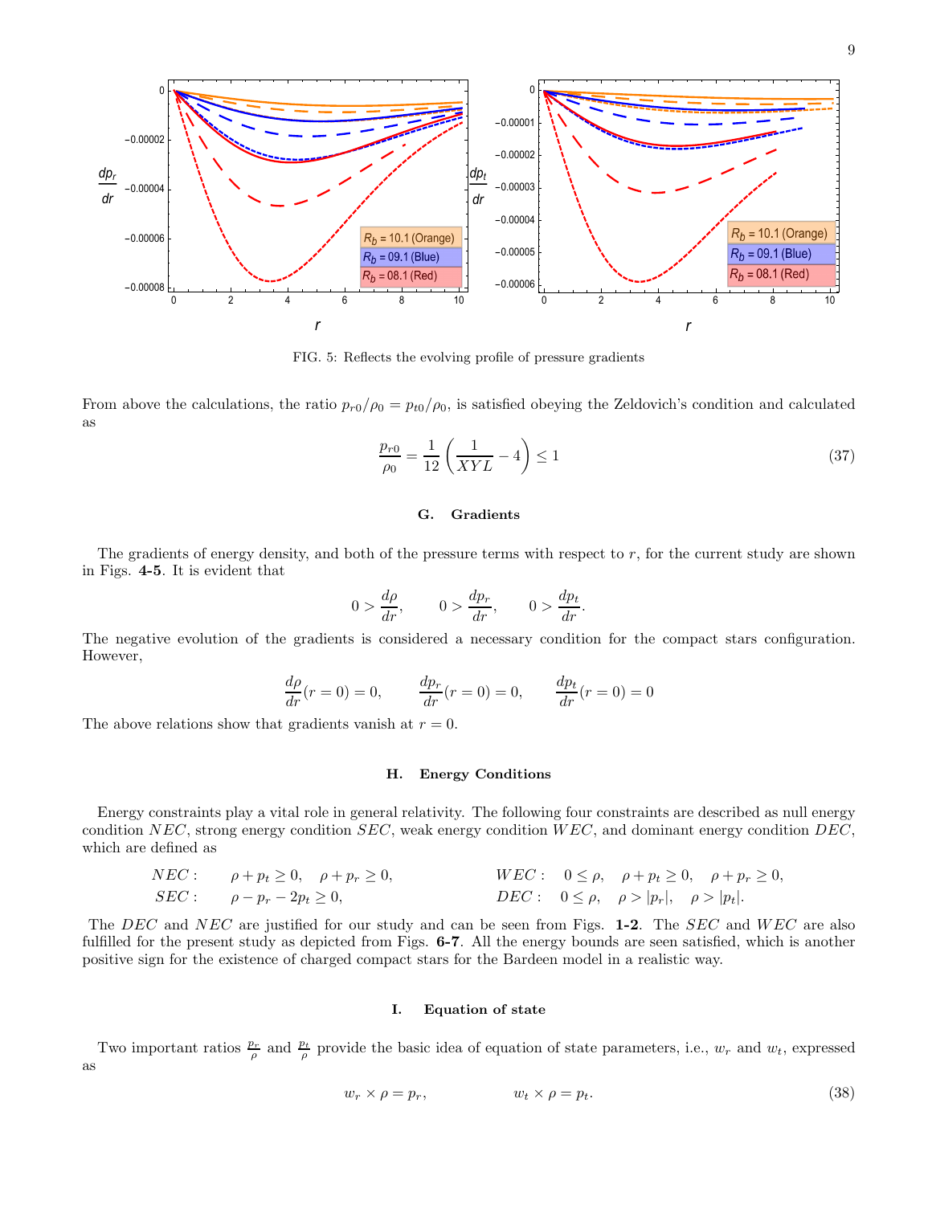FIG. 5: Reflects the evolving profile of pressure gradients

From above the calculations, the ratio $p_{r0}/\rho_0 = p_{t0}/\rho_0$, is satisfied obeying the Zeldovich's condition and calculated as

$$\frac{p_{r0}}{\rho_0} = \frac{1}{12}\left(\frac{1}{XYL} - 4\right) \leq 1 \tag{37}$$

### G. Gradients

The gradients of energy density, and both of the pressure terms with respect to $r$, for the current study are shown in Figs. **4-5**. It is evident that

$$0 > \frac{d\rho}{dr}, \qquad 0 > \frac{dp_r}{dr}, \qquad 0 > \frac{dp_t}{dr}.$$

The negative evolution of the gradients is considered a necessary condition for the compact stars configuration. However,

$$\frac{d\rho}{dr}(r=0) = 0, \qquad \frac{dp_r}{dr}(r=0) = 0, \qquad \frac{dp_t}{dr}(r=0) = 0$$

The above relations show that gradients vanish at $r = 0$.

### H. Energy Conditions

Energy constraints play a vital role in general relativity. The following four constraints are described as null energy condition $NEC$, strong energy condition $SEC$, weak energy condition $WEC$, and dominant energy condition $DEC$, which are defined as

$$NEC: \quad \rho + p_t \geq 0, \quad \rho + p_r \geq 0, \qquad\qquad WEC: \quad 0 \leq \rho, \quad \rho + p_t \geq 0, \quad \rho + p_r \geq 0,$$

$$SEC: \quad \rho - p_r - 2p_t \geq 0, \qquad\qquad DEC: \quad 0 \leq \rho, \quad \rho > |p_r|, \quad \rho > |p_t|.$$

The $DEC$ and $NEC$ are justified for our study and can be seen from Figs. **1-2**. The $SEC$ and $WEC$ are also fulfilled for the present study as depicted from Figs. **6-7**. All the energy bounds are seen satisfied, which is another positive sign for the existence of charged compact stars for the Bardeen model in a realistic way.

### I. Equation of state

Two important ratios $\frac{p_r}{\rho}$ and $\frac{p_t}{\rho}$ provide the basic idea of equation of state parameters, i.e., $w_r$ and $w_t$, expressed as

$$w_r \times \rho = p_r, \qquad\qquad w_t \times \rho = p_t. \tag{38}$$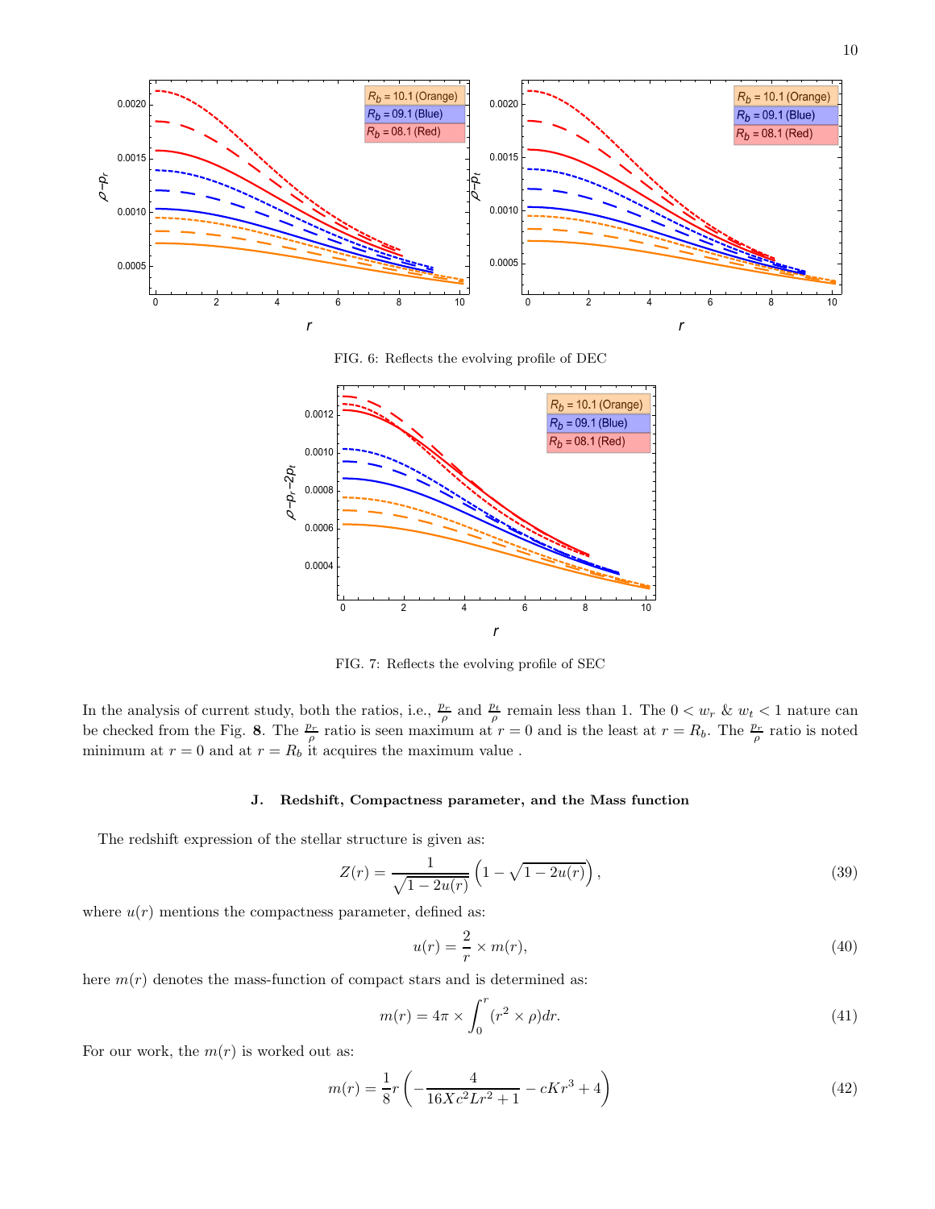FIG. 6: Reflects the evolving profile of DEC

FIG. 7: Reflects the evolving profile of SEC

In the analysis of current study, both the ratios, i.e., $\frac{p_r}{\rho}$ and $\frac{p_t}{\rho}$ remain less than 1. The $0 < w_r$ & $w_t < 1$ nature can be checked from the Fig. **8**. The $\frac{p_r}{\rho}$ ratio is seen maximum at $r = 0$ and is the least at $r = R_b$. The $\frac{p_r}{\rho}$ ratio is noted minimum at $r = 0$ and at $r = R_b$ it acquires the maximum value .

### J. Redshift, Compactness parameter, and the Mass function

The redshift expression of the stellar structure is given as:

$$Z(r) = \frac{1}{\sqrt{1 - 2u(r)}} \left(1 - \sqrt{1 - 2u(r)}\right), \tag{39}$$

where $u(r)$ mentions the compactness parameter, defined as:

$$u(r) = \frac{2}{r} \times m(r), \tag{40}$$

here $m(r)$ denotes the mass-function of compact stars and is determined as:

$$m(r) = 4\pi \times \int_0^r (r^2 \times \rho) dr. \tag{41}$$

For our work, the $m(r)$ is worked out as:

$$m(r) = \frac{1}{8} r \left( -\frac{4}{16Xc^2Lr^2 + 1} - cKr^3 + 4 \right) \tag{42}$$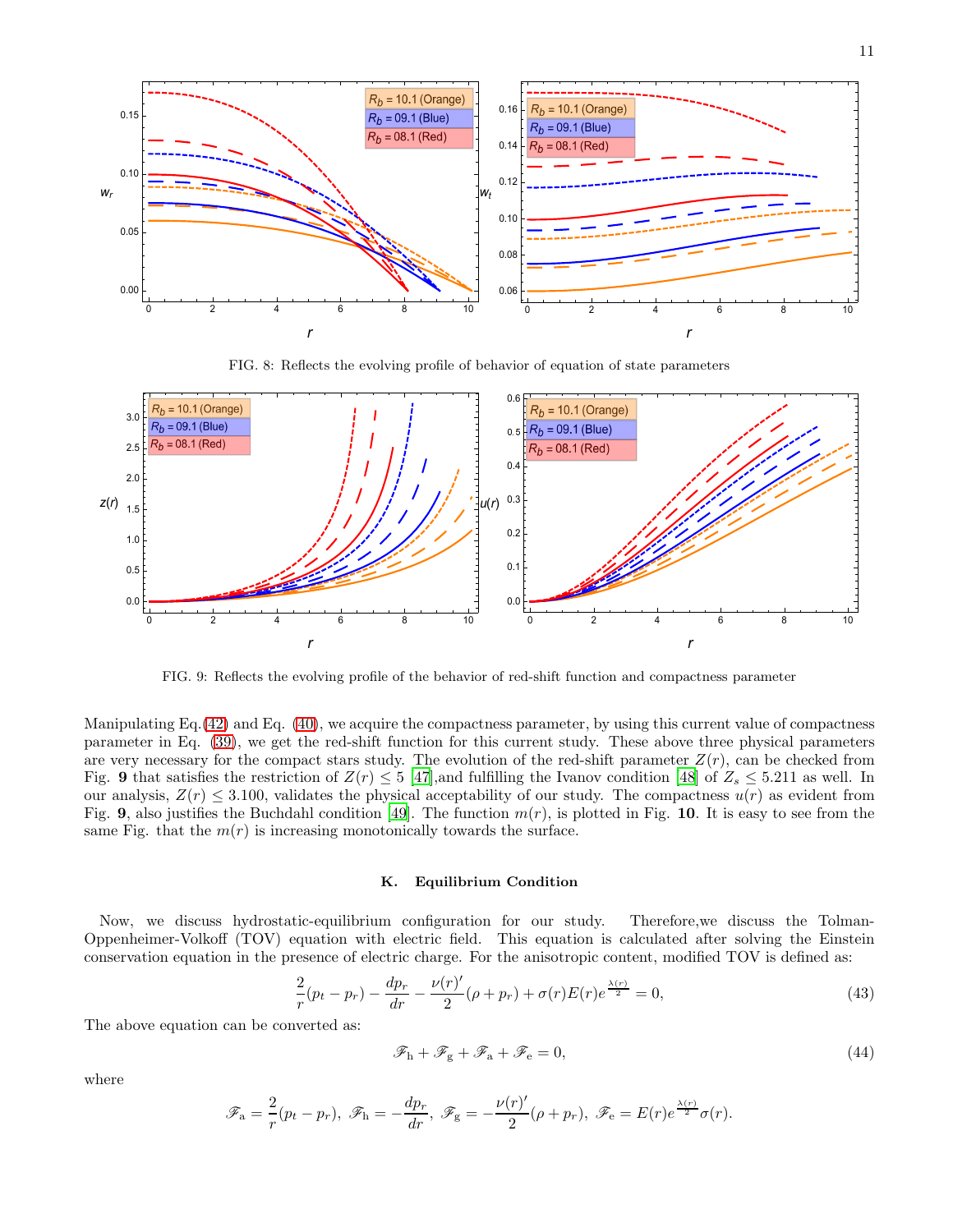FIG. 8: Reflects the evolving profile of behavior of equation of state parameters

FIG. 9: Reflects the evolving profile of the behavior of red-shift function and compactness parameter

Manipulating Eq.(42) and Eq. (40), we acquire the compactness parameter, by using this current value of compactness parameter in Eq. (39), we get the red-shift function for this current study. These above three physical parameters are very necessary for the compact stars study. The evolution of the red-shift parameter $Z(r)$, can be checked from Fig. **9** that satisfies the restriction of $Z(r) \leq 5$ [47],and fulfilling the Ivanov condition [48] of $Z_s \leq 5.211$ as well. In our analysis, $Z(r) \leq 3.100$, validates the physical acceptability of our study. The compactness $u(r)$ as evident from Fig. **9**, also justifies the Buchdahl condition [49]. The function $m(r)$, is plotted in Fig. **10**. It is easy to see from the same Fig. that the $m(r)$ is increasing monotonically towards the surface.

### K. Equilibrium Condition

Now, we discuss hydrostatic-equilibrium configuration for our study. Therefore,we discuss the Tolman-Oppenheimer-Volkoff (TOV) equation with electric field. This equation is calculated after solving the Einstein conservation equation in the presence of electric charge. For the anisotropic content, modified TOV is defined as:

$$\frac{2}{r}(p_t - p_r) - \frac{dp_r}{dr} - \frac{\nu(r)'}{2}(\rho + p_r) + \sigma(r)E(r)e^{\frac{\lambda(r)}{2}} = 0, \tag{43}$$

The above equation can be converted as:

$$\mathscr{F}_{\rm h} + \mathscr{F}_{\rm g} + \mathscr{F}_{\rm a} + \mathscr{F}_{\rm e} = 0, \tag{44}$$

where

$$\mathscr{F}_{\rm a} = \frac{2}{r}(p_t - p_r), \ \mathscr{F}_{\rm h} = -\frac{dp_r}{dr}, \ \mathscr{F}_{\rm g} = -\frac{\nu(r)'}{2}(\rho + p_r), \ \mathscr{F}_{\rm e} = E(r)e^{\frac{\lambda(r)}{2}}\sigma(r).$$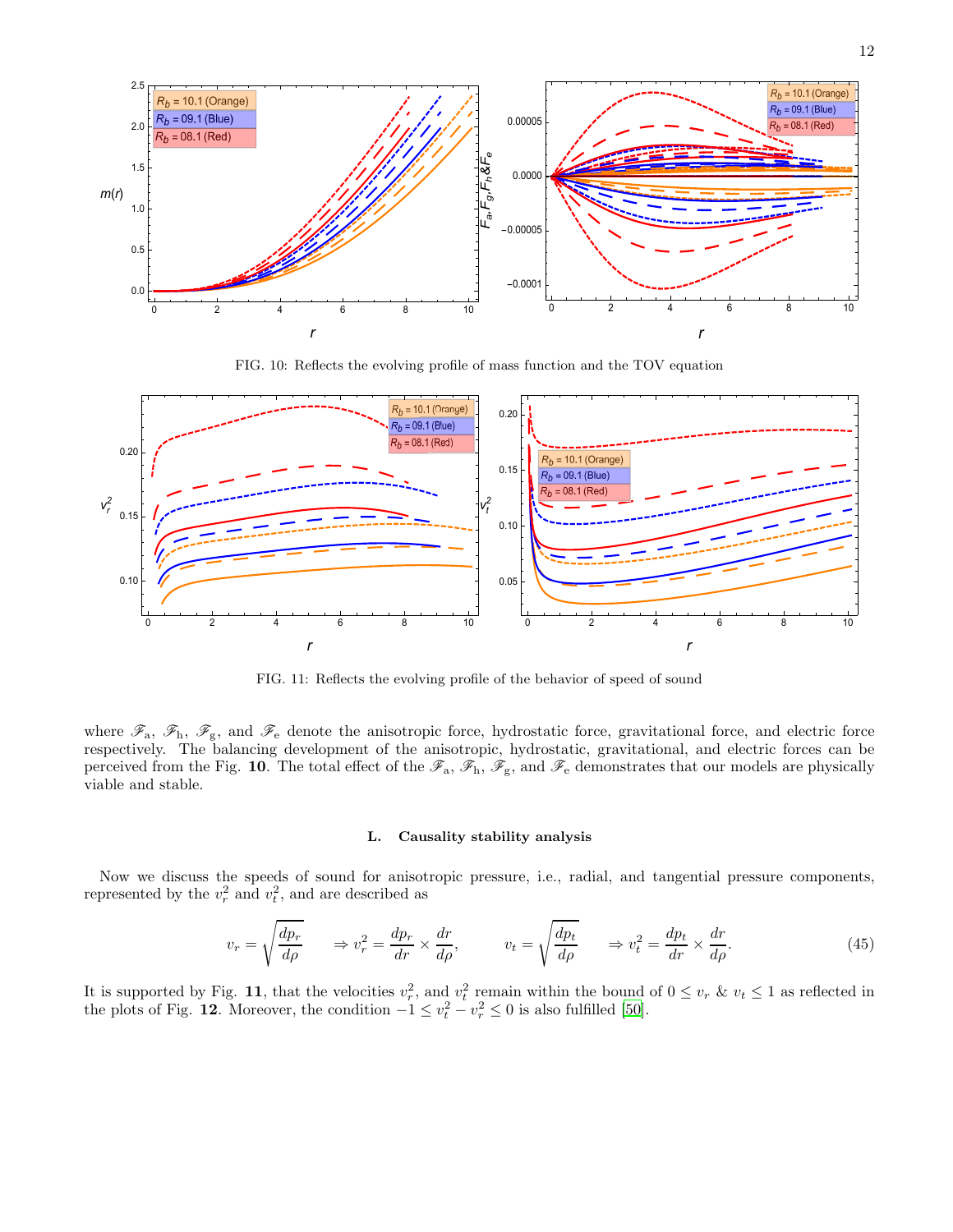FIG. 10: Reflects the evolving profile of mass function and the TOV equation

FIG. 11: Reflects the evolving profile of the behavior of speed of sound

where $\mathscr{F}_{\rm a}$, $\mathscr{F}_{\rm h}$, $\mathscr{F}_{\rm g}$, and $\mathscr{F}_{\rm e}$ denote the anisotropic force, hydrostatic force, gravitational force, and electric force respectively. The balancing development of the anisotropic, hydrostatic, gravitational, and electric forces can be perceived from the Fig. **10**. The total effect of the $\mathscr{F}_{\rm a}$, $\mathscr{F}_{\rm h}$, $\mathscr{F}_{\rm g}$, and $\mathscr{F}_{\rm e}$ demonstrates that our models are physically viable and stable.

### L. Causality stability analysis

Now we discuss the speeds of sound for anisotropic pressure, i.e., radial, and tangential pressure components, represented by the $v_r^2$ and $v_t^2$, and are described as

$$v_r = \sqrt{\frac{dp_r}{d\rho}} \quad \Rightarrow v_r^2 = \frac{dp_r}{dr} \times \frac{dr}{d\rho}, \qquad v_t = \sqrt{\frac{dp_t}{d\rho}} \quad \Rightarrow v_t^2 = \frac{dp_t}{dr} \times \frac{dr}{d\rho}. \tag{45}$$

It is supported by Fig. **11**, that the velocities $v_r^2$, and $v_t^2$ remain within the bound of $0 \leq v_r$ & $v_t \leq 1$ as reflected in the plots of Fig. **12**. Moreover, the condition $-1 \leq v_t^2 - v_r^2 \leq 0$ is also fulfilled [50].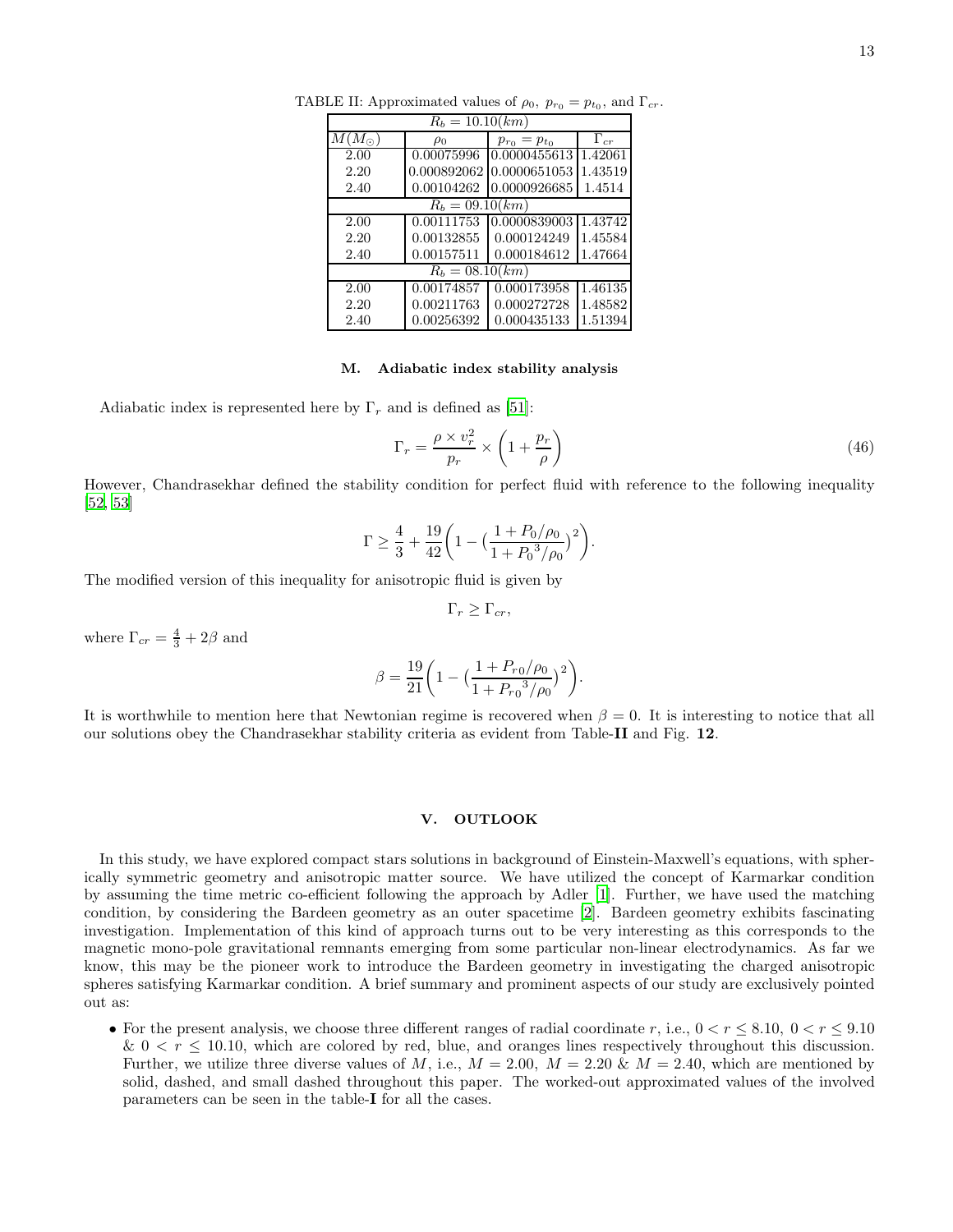TABLE II: Approximated values of $\rho_0$, $p_{r_0} = p_{t_0}$, and $\Gamma_{cr}$.

| $R_b = 10.10(km)$ | | | |
|---|---|---|---|
| $M(M_{\odot})$ | $\rho_0$ | $p_{r_0} = p_{t_0}$ | $\Gamma_{cr}$ |
| 2.00 | 0.00075996 | 0.0000455613 | 1.42061 |
| 2.20 | 0.000892062 | 0.0000651053 | 1.43519 |
| 2.40 | 0.00104262 | 0.0000926685 | 1.4514 |
| $R_b = 09.10(km)$ | | | |
| 2.00 | 0.00111753 | 0.0000839003 | 1.43742 |
| 2.20 | 0.00132855 | 0.000124249 | 1.45584 |
| 2.40 | 0.00157511 | 0.000184612 | 1.47664 |
| $R_b = 08.10(km)$ | | | |
| 2.00 | 0.00174857 | 0.000173958 | 1.46135 |
| 2.20 | 0.00211763 | 0.000272728 | 1.48582 |
| 2.40 | 0.00256392 | 0.000435133 | 1.51394 |

### M. Adiabatic index stability analysis

Adiabatic index is represented here by $\Gamma_r$ and is defined as [51]:

$$\Gamma_r = \frac{\rho \times v_r^2}{p_r} \times \left(1 + \frac{p_r}{\rho}\right) \tag{46}$$

However, Chandrasekhar defined the stability condition for perfect fluid with reference to the following inequality [52, 53]

$$\Gamma \geq \frac{4}{3} + \frac{19}{42}\left(1 - \left(\frac{1 + P_0/\rho_0}{1 + {P_0}^3/\rho_0}\right)^2\right).$$

The modified version of this inequality for anisotropic fluid is given by

$$\Gamma_r \geq \Gamma_{cr},$$

where $\Gamma_{cr} = \frac{4}{3} + 2\beta$ and

$$\beta = \frac{19}{21}\left(1 - \left(\frac{1 + P_{r0}/\rho_0}{1 + {P_{r0}}^3/\rho_0}\right)^2\right).$$

It is worthwhile to mention here that Newtonian regime is recovered when $\beta = 0$. It is interesting to notice that all our solutions obey the Chandrasekhar stability criteria as evident from Table-**II** and Fig. **12**.

## V. OUTLOOK

In this study, we have explored compact stars solutions in background of Einstein-Maxwell's equations, with spherically symmetric geometry and anisotropic matter source. We have utilized the concept of Karmarkar condition by assuming the time metric co-efficient following the approach by Adler [1]. Further, we have used the matching condition, by considering the Bardeen geometry as an outer spacetime [2]. Bardeen geometry exhibits fascinating investigation. Implementation of this kind of approach turns out to be very interesting as this corresponds to the magnetic mono-pole gravitational remnants emerging from some particular non-linear electrodynamics. As far we know, this may be the pioneer work to introduce the Bardeen geometry in investigating the charged anisotropic spheres satisfying Karmarkar condition. A brief summary and prominent aspects of our study are exclusively pointed out as:

- For the present analysis, we choose three different ranges of radial coordinate $r$, i.e., $0 < r \leq 8.10$, $0 < r \leq 9.10$ & $0 < r \leq 10.10$, which are colored by red, blue, and oranges lines respectively throughout this discussion. Further, we utilize three diverse values of $M$, i.e., $M = 2.00$, $M = 2.20$ & $M = 2.40$, which are mentioned by solid, dashed, and small dashed throughout this paper. The worked-out approximated values of the involved parameters can be seen in the table-**I** for all the cases.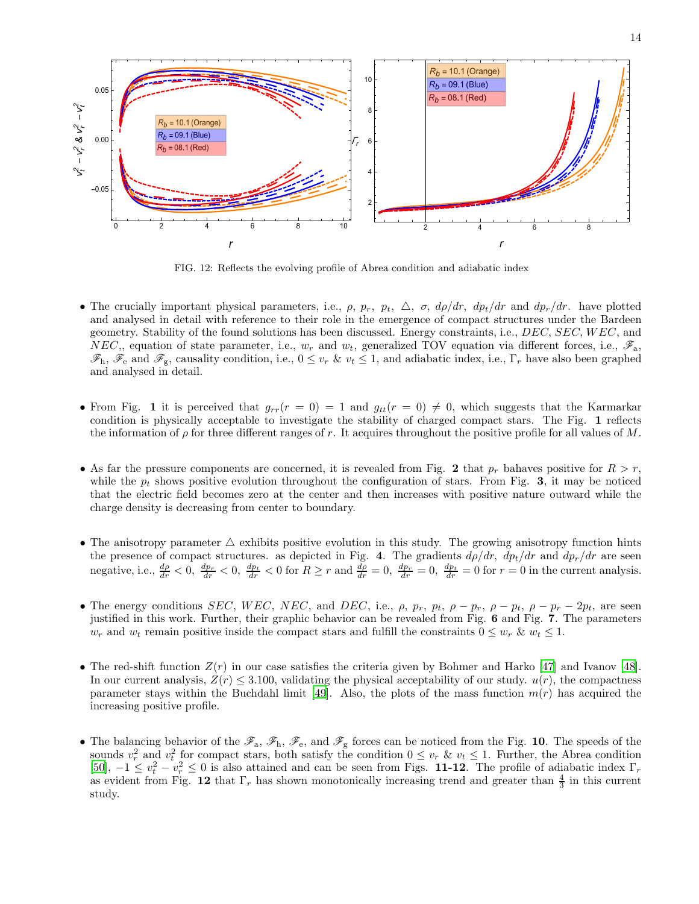FIG. 12: Reflects the evolving profile of Abrea condition and adiabatic index

- The crucially important physical parameters, i.e., $\rho$, $p_r$, $p_t$, $\triangle$, $\sigma$, $d\rho/dr$, $dp_t/dr$ and $dp_r/dr$. have plotted and analysed in detail with reference to their role in the emergence of compact structures under the Bardeen geometry. Stability of the found solutions has been discussed. Energy constraints, i.e., $DEC$, $SEC$, $WEC$, and $NEC$,, equation of state parameter, i.e., $w_r$ and $w_t$, generalized TOV equation via different forces, i.e., $\mathscr{F}_{\rm a}$, $\mathscr{F}_{\rm h}$, $\mathscr{F}_{\rm e}$ and $\mathscr{F}_{\rm g}$, causality condition, i.e., $0 \leq v_r$ & $v_t \leq 1$, and adiabatic index, i.e., $\Gamma_r$ have also been graphed and analysed in detail.

- From Fig. **1** it is perceived that $g_{rr}(r=0)=1$ and $g_{tt}(r=0)\neq 0$, which suggests that the Karmarkar condition is physically acceptable to investigate the stability of charged compact stars. The Fig. **1** reflects the information of $\rho$ for three different ranges of $r$. It acquires throughout the positive profile for all values of $M$.

- As far the pressure components are concerned, it is revealed from Fig. **2** that $p_r$ bahaves positive for $R > r$, while the $p_t$ shows positive evolution throughout the configuration of stars. From Fig. **3**, it may be noticed that the electric field becomes zero at the center and then increases with positive nature outward while the charge density is decreasing from center to boundary.

- The anisotropy parameter $\triangle$ exhibits positive evolution in this study. The growing anisotropy function hints the presence of compact structures. as depicted in Fig. **4**. The gradients $d\rho/dr$, $dp_t/dr$ and $dp_r/dr$ are seen negative, i.e., $\frac{d\rho}{dr}<0$, $\frac{dp_r}{dr}<0$, $\frac{dp_t}{dr}<0$ for $R \geq r$ and $\frac{d\rho}{dr}=0$, $\frac{dp_r}{dr}=0$, $\frac{dp_t}{dr}=0$ for $r=0$ in the current analysis.

- The energy conditions $SEC$, $WEC$, $NEC$, and $DEC$, i.e., $\rho$, $p_r$, $p_t$, $\rho - p_r$, $\rho - p_t$, $\rho - p_r - 2p_t$, are seen justified in this work. Further, their graphic behavior can be revealed from Fig. **6** and Fig. **7**. The parameters $w_r$ and $w_t$ remain positive inside the compact stars and fulfill the constraints $0 \leq w_r$ & $w_t \leq 1$.

- The red-shift function $Z(r)$ in our case satisfies the criteria given by Bohmer and Harko [47] and Ivanov [48]. In our current analysis, $Z(r) \leq 3.100$, validating the physical acceptability of our study. $u(r)$, the compactness parameter stays within the Buchdahl limit [49]. Also, the plots of the mass function $m(r)$ has acquired the increasing positive profile.

- The balancing behavior of the $\mathscr{F}_{\rm a}$, $\mathscr{F}_{\rm h}$, $\mathscr{F}_{\rm e}$, and $\mathscr{F}_{\rm g}$ forces can be noticed from the Fig. **10**. The speeds of the sounds $v_r^2$ and $v_t^2$ for compact stars, both satisfy the condition $0 \leq v_r$ & $v_t \leq 1$. Further, the Abrea condition [50], $-1 \leq v_t^2 - v_r^2 \leq 0$ is also attained and can be seen from Figs. **11-12**. The profile of adiabatic index $\Gamma_r$ as evident from Fig. **12** that $\Gamma_r$ has shown monotonically increasing trend and greater than $\frac{4}{3}$ in this current study.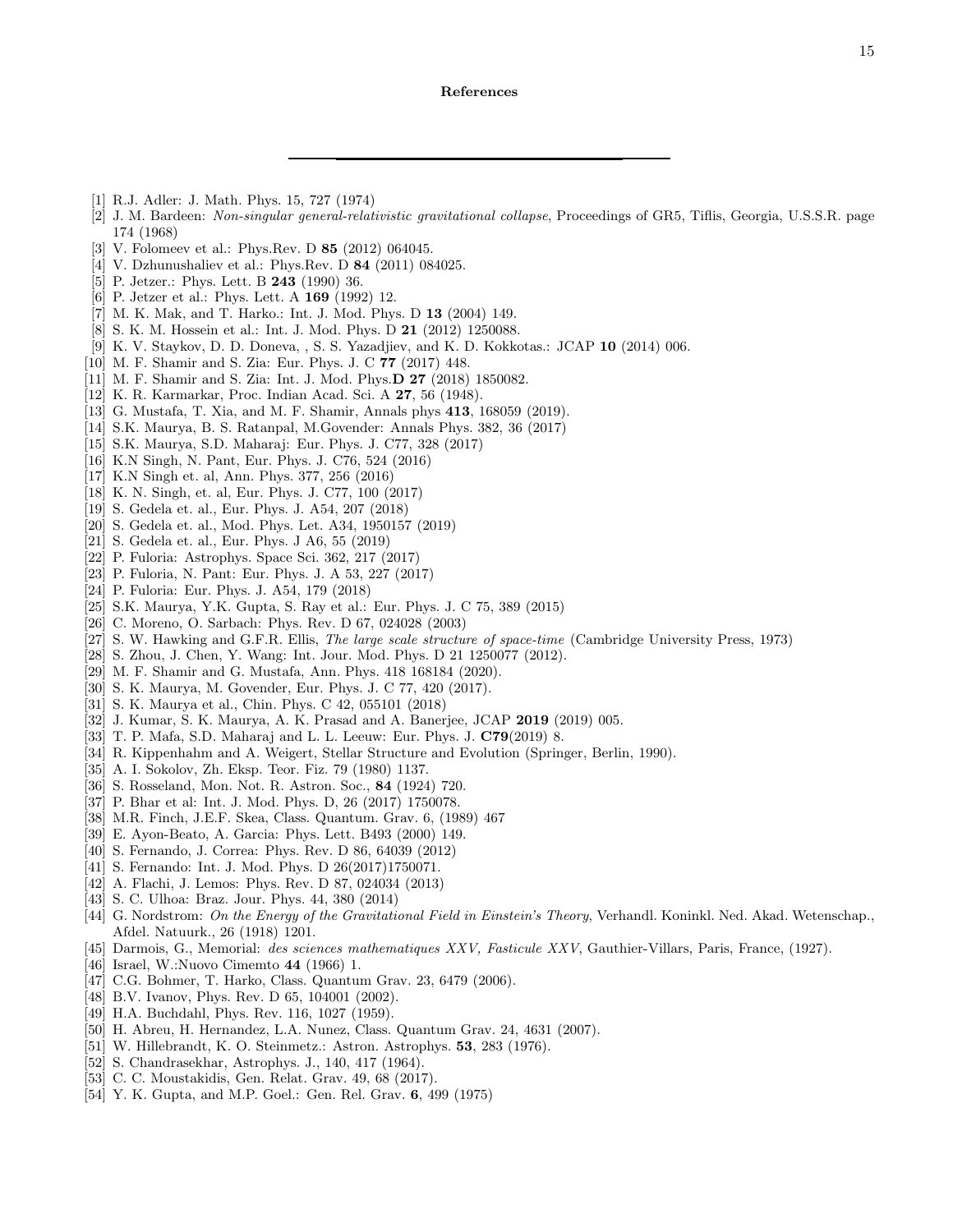# References

[1] R.J. Adler: J. Math. Phys. 15, 727 (1974)

[2] J. M. Bardeen: *Non-singular general-relativistic gravitational collapse*, Proceedings of GR5, Tiflis, Georgia, U.S.S.R. page 174 (1968)

[3] V. Folomeev et al.: Phys.Rev. D **85** (2012) 064045.

[4] V. Dzhunushaliev et al.: Phys.Rev. D **84** (2011) 084025.

[5] P. Jetzer.: Phys. Lett. B **243** (1990) 36.

[6] P. Jetzer et al.: Phys. Lett. A **169** (1992) 12.

[7] M. K. Mak, and T. Harko.: Int. J. Mod. Phys. D **13** (2004) 149.

[8] S. K. M. Hossein et al.: Int. J. Mod. Phys. D **21** (2012) 1250088.

[9] K. V. Staykov, D. D. Doneva, , S. S. Yazadjiev, and K. D. Kokkotas.: JCAP **10** (2014) 006.

[10] M. F. Shamir and S. Zia: Eur. Phys. J. C **77** (2017) 448.

[11] M. F. Shamir and S. Zia: Int. J. Mod. Phys.**D 27** (2018) 1850082.

[12] K. R. Karmarkar, Proc. Indian Acad. Sci. A **27**, 56 (1948).

[13] G. Mustafa, T. Xia, and M. F. Shamir, Annals phys **413**, 168059 (2019).

[14] S.K. Maurya, B. S. Ratanpal, M.Govender: Annals Phys. 382, 36 (2017)

[15] S.K. Maurya, S.D. Maharaj: Eur. Phys. J. C77, 328 (2017)

[16] K.N Singh, N. Pant, Eur. Phys. J. C76, 524 (2016)

[17] K.N Singh et. al, Ann. Phys. 377, 256 (2016)

[18] K. N. Singh, et. al, Eur. Phys. J. C77, 100 (2017)

[19] S. Gedela et. al., Eur. Phys. J. A54, 207 (2018)

[20] S. Gedela et. al., Mod. Phys. Let. A34, 1950157 (2019)

[21] S. Gedela et. al., Eur. Phys. J A6, 55 (2019)

[22] P. Fuloria: Astrophys. Space Sci. 362, 217 (2017)

[23] P. Fuloria, N. Pant: Eur. Phys. J. A 53, 227 (2017)

[24] P. Fuloria: Eur. Phys. J. A54, 179 (2018)

[25] S.K. Maurya, Y.K. Gupta, S. Ray et al.: Eur. Phys. J. C 75, 389 (2015)

[26] C. Moreno, O. Sarbach: Phys. Rev. D 67, 024028 (2003)

[27] S. W. Hawking and G.F.R. Ellis, *The large scale structure of space-time* (Cambridge University Press, 1973)

[28] S. Zhou, J. Chen, Y. Wang: Int. Jour. Mod. Phys. D 21 1250077 (2012).

[29] M. F. Shamir and G. Mustafa, Ann. Phys. 418 168184 (2020).

[30] S. K. Maurya, M. Govender, Eur. Phys. J. C 77, 420 (2017).

[31] S. K. Maurya et al., Chin. Phys. C 42, 055101 (2018)

[32] J. Kumar, S. K. Maurya, A. K. Prasad and A. Banerjee, JCAP **2019** (2019) 005.

[33] T. P. Mafa, S.D. Maharaj and L. L. Leeuw: Eur. Phys. J. **C79**(2019) 8.

[34] R. Kippenhahm and A. Weigert, Stellar Structure and Evolution (Springer, Berlin, 1990).

[35] A. I. Sokolov, Zh. Eksp. Teor. Fiz. 79 (1980) 1137.

[36] S. Rosseland, Mon. Not. R. Astron. Soc., **84** (1924) 720.

[37] P. Bhar et al: Int. J. Mod. Phys. D, 26 (2017) 1750078.

[38] M.R. Finch, J.E.F. Skea, Class. Quantum. Grav. 6, (1989) 467

[39] E. Ayon-Beato, A. Garcia: Phys. Lett. B493 (2000) 149.

[40] S. Fernando, J. Correa: Phys. Rev. D 86, 64039 (2012)

[41] S. Fernando: Int. J. Mod. Phys. D 26(2017)1750071.

[42] A. Flachi, J. Lemos: Phys. Rev. D 87, 024034 (2013)

[43] S. C. Ulhoa: Braz. Jour. Phys. 44, 380 (2014)

[44] G. Nordstrom: *On the Energy of the Gravitational Field in Einstein's Theory*, Verhandl. Koninkl. Ned. Akad. Wetenschap., Afdel. Natuurk., 26 (1918) 1201.

[45] Darmois, G., Memorial: *des sciences mathematiques XXV, Fasticule XXV*, Gauthier-Villars, Paris, France, (1927).

[46] Israel, W.:Nuovo Cimemto **44** (1966) 1.

[47] C.G. Bohmer, T. Harko, Class. Quantum Grav. 23, 6479 (2006).

[48] B.V. Ivanov, Phys. Rev. D 65, 104001 (2002).

[49] H.A. Buchdahl, Phys. Rev. 116, 1027 (1959).

[50] H. Abreu, H. Hernandez, L.A. Nunez, Class. Quantum Grav. 24, 4631 (2007).

[51] W. Hillebrandt, K. O. Steinmetz.: Astron. Astrophys. **53**, 283 (1976).

[52] S. Chandrasekhar, Astrophys. J., 140, 417 (1964).

[53] C. C. Moustakidis, Gen. Relat. Grav. 49, 68 (2017).

[54] Y. K. Gupta, and M.P. Goel.: Gen. Rel. Grav. **6**, 499 (1975)